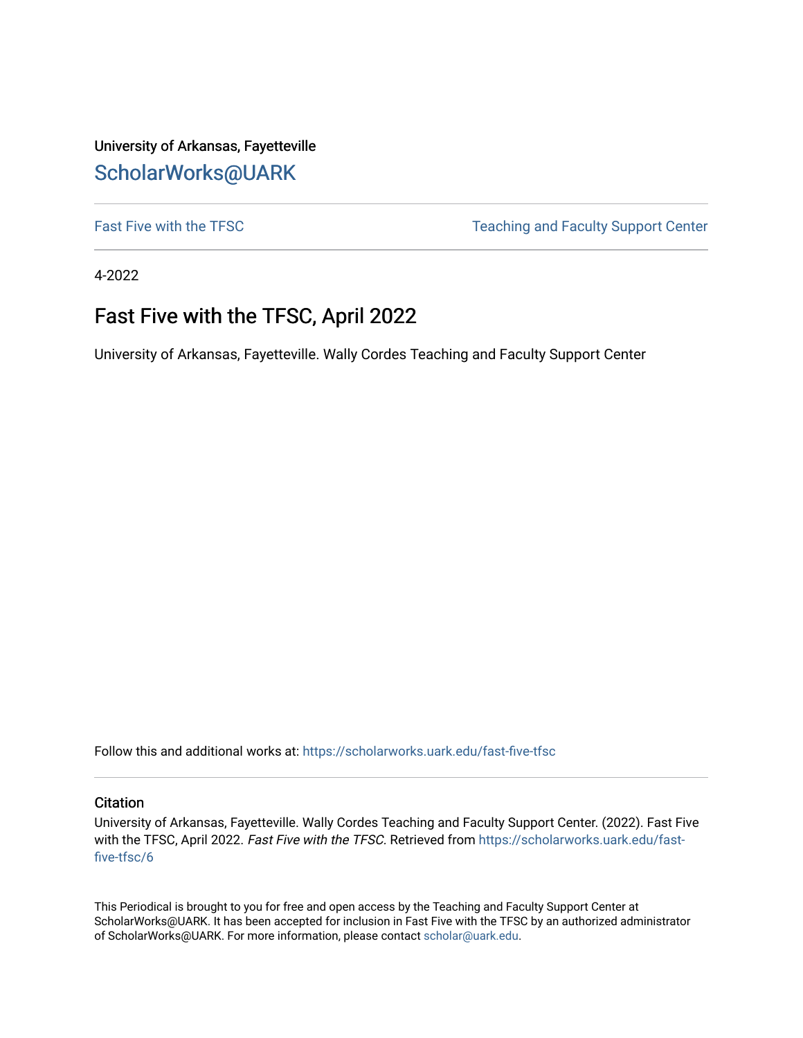University of Arkansas, Fayetteville

## ScholarWorks@UARK

Fast Five with the TFSC | Teaching and Faculty Support Center

4-2022

# Fast Five with the TFSC, April 2022

University of Arkansas, Fayetteville. Wally Cordes Teaching and Faculty Support Center

Follow this and additional works at: https://scholarworks.uark.edu/fast-five-tfsc

### Citation

University of Arkansas, Fayetteville. Wally Cordes Teaching and Faculty Support Center. (2022). Fast Five with the TFSC, April 2022. *Fast Five with the TFSC*. Retrieved from https://scholarworks.uark.edu/fast-five-tfsc/6

This Periodical is brought to you for free and open access by the Teaching and Faculty Support Center at ScholarWorks@UARK. It has been accepted for inclusion in Fast Five with the TFSC by an authorized administrator of ScholarWorks@UARK. For more information, please contact scholar@uark.edu.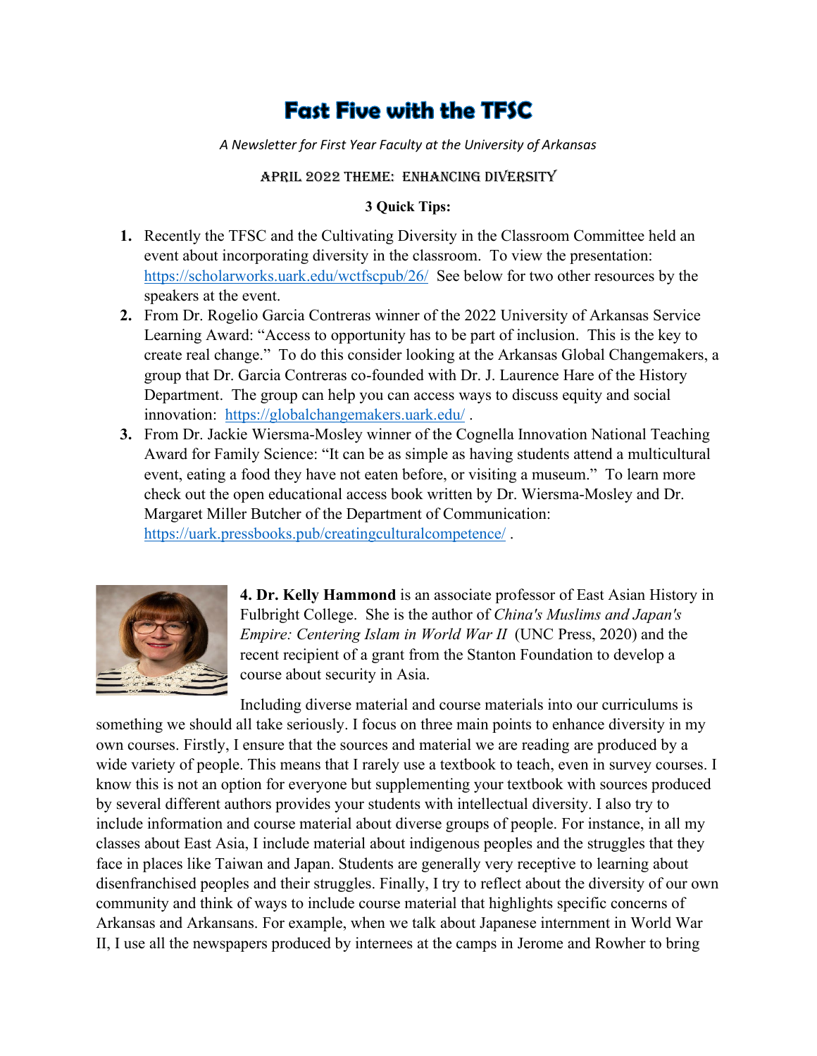#  Fast Five with the TFSC

*A Newsletter for First Year Faculty at the University of Arkansas*

APRIL 2022 THEME: ENHANCING DIVERSITY

**3 Quick Tips:**

1. Recently the TFSC and the Cultivating Diversity in the Classroom Committee held an event about incorporating diversity in the classroom. To view the presentation: https://scholarworks.uark.edu/wctfscpub/26/ See below for two other resources by the speakers at the event.
2. From Dr. Rogelio Garcia Contreras winner of the 2022 University of Arkansas Service Learning Award: "Access to opportunity has to be part of inclusion. This is the key to create real change." To do this consider looking at the Arkansas Global Changemakers, a group that Dr. Garcia Contreras co-founded with Dr. J. Laurence Hare of the History Department. The group can help you can access ways to discuss equity and social innovation: https://globalchangemakers.uark.edu/ .
3. From Dr. Jackie Wiersma-Mosley winner of the Cognella Innovation National Teaching Award for Family Science: "It can be as simple as having students attend a multicultural event, eating a food they have not eaten before, or visiting a museum." To learn more check out the open educational access book written by Dr. Wiersma-Mosley and Dr. Margaret Miller Butcher of the Department of Communication: https://uark.pressbooks.pub/creatingculturalcompetence/ .

**4. Dr. Kelly Hammond** is an associate professor of East Asian History in Fulbright College. She is the author of *China's Muslims and Japan's Empire: Centering Islam in World War II* (UNC Press, 2020) and the recent recipient of a grant from the Stanton Foundation to develop a course about security in Asia.

Including diverse material and course materials into our curriculums is something we should all take seriously. I focus on three main points to enhance diversity in my own courses. Firstly, I ensure that the sources and material we are reading are produced by a wide variety of people. This means that I rarely use a textbook to teach, even in survey courses. I know this is not an option for everyone but supplementing your textbook with sources produced by several different authors provides your students with intellectual diversity. I also try to include information and course material about diverse groups of people. For instance, in all my classes about East Asia, I include material about indigenous peoples and the struggles that they face in places like Taiwan and Japan. Students are generally very receptive to learning about disenfranchised peoples and their struggles. Finally, I try to reflect about the diversity of our own community and think of ways to include course material that highlights specific concerns of Arkansas and Arkansans. For example, when we talk about Japanese internment in World War II, I use all the newspapers produced by internees at the camps in Jerome and Rowher to bring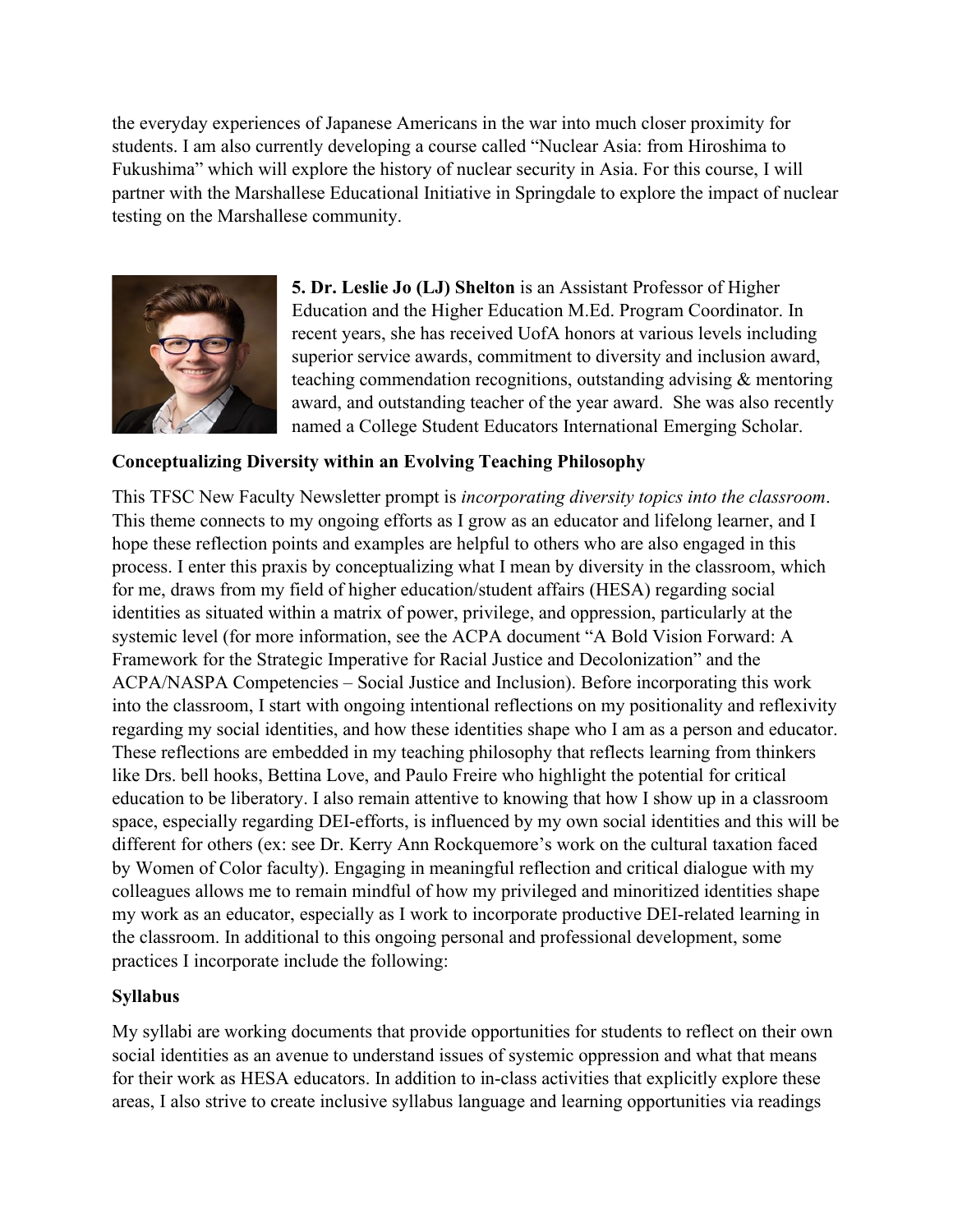the everyday experiences of Japanese Americans in the war into much closer proximity for students. I am also currently developing a course called "Nuclear Asia: from Hiroshima to Fukushima" which will explore the history of nuclear security in Asia. For this course, I will partner with the Marshallese Educational Initiative in Springdale to explore the impact of nuclear testing on the Marshallese community.

**5. Dr. Leslie Jo (LJ) Shelton** is an Assistant Professor of Higher Education and the Higher Education M.Ed. Program Coordinator. In recent years, she has received UofA honors at various levels including superior service awards, commitment to diversity and inclusion award, teaching commendation recognitions, outstanding advising & mentoring award, and outstanding teacher of the year award. She was also recently named a College Student Educators International Emerging Scholar.

**Conceptualizing Diversity within an Evolving Teaching Philosophy**

This TFSC New Faculty Newsletter prompt is *incorporating diversity topics into the classroom*. This theme connects to my ongoing efforts as I grow as an educator and lifelong learner, and I hope these reflection points and examples are helpful to others who are also engaged in this process. I enter this praxis by conceptualizing what I mean by diversity in the classroom, which for me, draws from my field of higher education/student affairs (HESA) regarding social identities as situated within a matrix of power, privilege, and oppression, particularly at the systemic level (for more information, see the ACPA document "A Bold Vision Forward: A Framework for the Strategic Imperative for Racial Justice and Decolonization" and the ACPA/NASPA Competencies – Social Justice and Inclusion). Before incorporating this work into the classroom, I start with ongoing intentional reflections on my positionality and reflexivity regarding my social identities, and how these identities shape who I am as a person and educator. These reflections are embedded in my teaching philosophy that reflects learning from thinkers like Drs. bell hooks, Bettina Love, and Paulo Freire who highlight the potential for critical education to be liberatory. I also remain attentive to knowing that how I show up in a classroom space, especially regarding DEI-efforts, is influenced by my own social identities and this will be different for others (ex: see Dr. Kerry Ann Rockquemore's work on the cultural taxation faced by Women of Color faculty). Engaging in meaningful reflection and critical dialogue with my colleagues allows me to remain mindful of how my privileged and minoritized identities shape my work as an educator, especially as I work to incorporate productive DEI-related learning in the classroom. In additional to this ongoing personal and professional development, some practices I incorporate include the following:

**Syllabus**

My syllabi are working documents that provide opportunities for students to reflect on their own social identities as an avenue to understand issues of systemic oppression and what that means for their work as HESA educators. In addition to in-class activities that explicitly explore these areas, I also strive to create inclusive syllabus language and learning opportunities via readings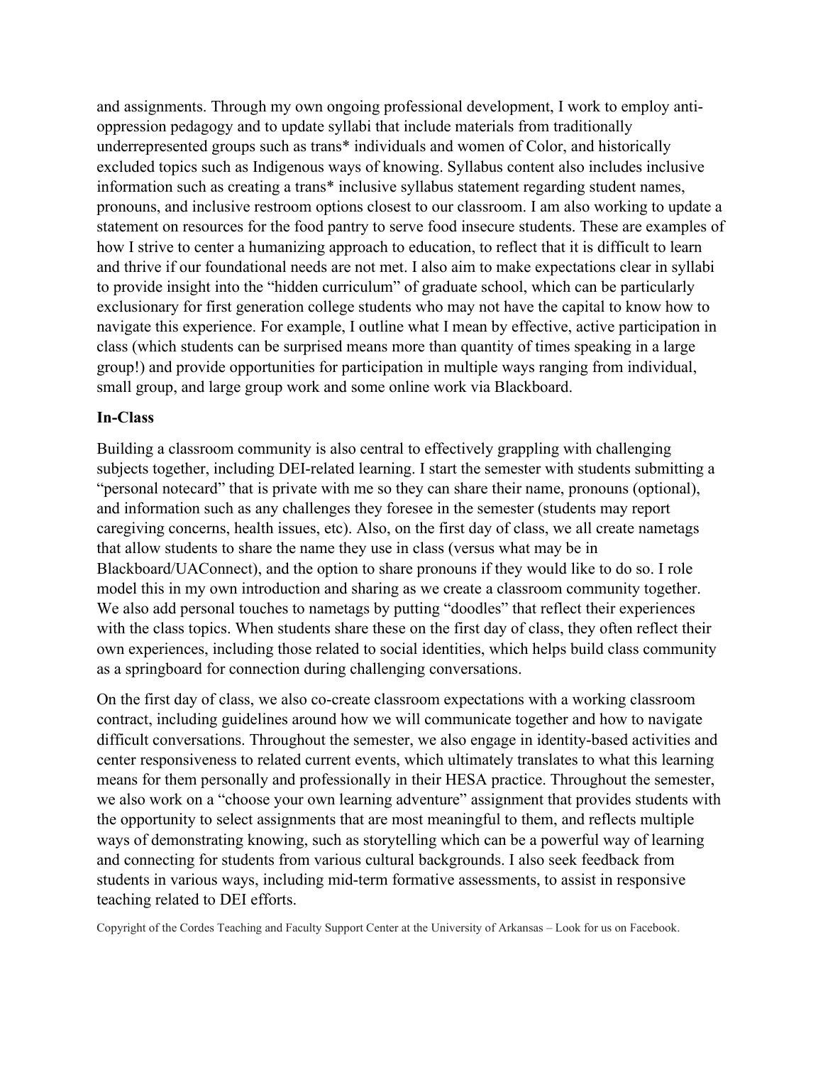and assignments. Through my own ongoing professional development, I work to employ anti-oppression pedagogy and to update syllabi that include materials from traditionally underrepresented groups such as trans* individuals and women of Color, and historically excluded topics such as Indigenous ways of knowing. Syllabus content also includes inclusive information such as creating a trans* inclusive syllabus statement regarding student names, pronouns, and inclusive restroom options closest to our classroom. I am also working to update a statement on resources for the food pantry to serve food insecure students. These are examples of how I strive to center a humanizing approach to education, to reflect that it is difficult to learn and thrive if our foundational needs are not met. I also aim to make expectations clear in syllabi to provide insight into the "hidden curriculum" of graduate school, which can be particularly exclusionary for first generation college students who may not have the capital to know how to navigate this experience. For example, I outline what I mean by effective, active participation in class (which students can be surprised means more than quantity of times speaking in a large group!) and provide opportunities for participation in multiple ways ranging from individual, small group, and large group work and some online work via Blackboard.

**In-Class**

Building a classroom community is also central to effectively grappling with challenging subjects together, including DEI-related learning. I start the semester with students submitting a "personal notecard" that is private with me so they can share their name, pronouns (optional), and information such as any challenges they foresee in the semester (students may report caregiving concerns, health issues, etc). Also, on the first day of class, we all create nametags that allow students to share the name they use in class (versus what may be in Blackboard/UAConnect), and the option to share pronouns if they would like to do so. I role model this in my own introduction and sharing as we create a classroom community together. We also add personal touches to nametags by putting "doodles" that reflect their experiences with the class topics. When students share these on the first day of class, they often reflect their own experiences, including those related to social identities, which helps build class community as a springboard for connection during challenging conversations.

On the first day of class, we also co-create classroom expectations with a working classroom contract, including guidelines around how we will communicate together and how to navigate difficult conversations. Throughout the semester, we also engage in identity-based activities and center responsiveness to related current events, which ultimately translates to what this learning means for them personally and professionally in their HESA practice. Throughout the semester, we also work on a "choose your own learning adventure" assignment that provides students with the opportunity to select assignments that are most meaningful to them, and reflects multiple ways of demonstrating knowing, such as storytelling which can be a powerful way of learning and connecting for students from various cultural backgrounds. I also seek feedback from students in various ways, including mid-term formative assessments, to assist in responsive teaching related to DEI efforts.